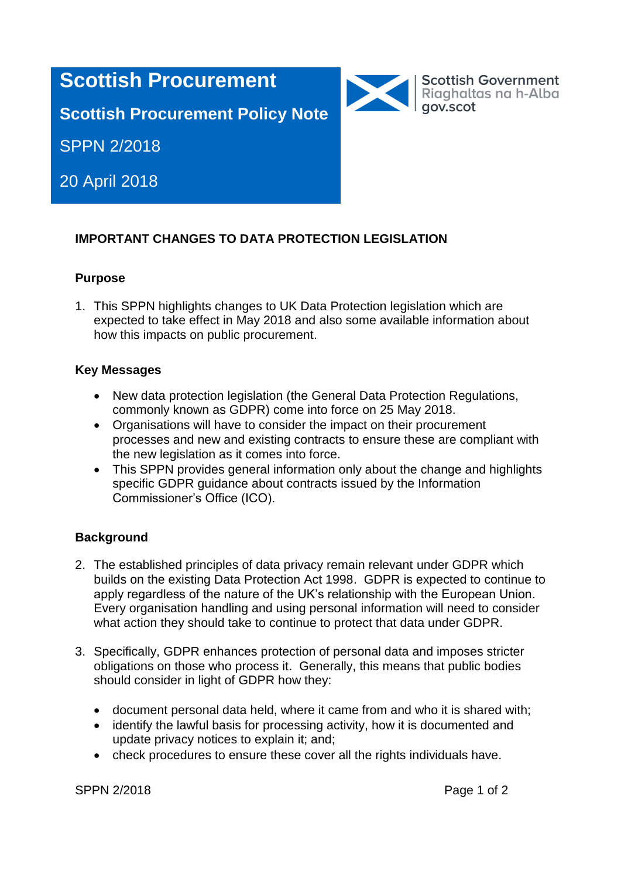# Scottish Procurement

## Scottish Procurement Policy Note

SPPN 2/2018

20 April 2018

Scottish Government
Riaghaltas na h-Alba
gov.scot

### IMPORTANT CHANGES TO DATA PROTECTION LEGISLATION

#### Purpose

1. This SPPN highlights changes to UK Data Protection legislation which are expected to take effect in May 2018 and also some available information about how this impacts on public procurement.

#### Key Messages

- New data protection legislation (the General Data Protection Regulations, commonly known as GDPR) come into force on 25 May 2018.
- Organisations will have to consider the impact on their procurement processes and new and existing contracts to ensure these are compliant with the new legislation as it comes into force.
- This SPPN provides general information only about the change and highlights specific GDPR guidance about contracts issued by the Information Commissioner's Office (ICO).

#### Background

2. The established principles of data privacy remain relevant under GDPR which builds on the existing Data Protection Act 1998. GDPR is expected to continue to apply regardless of the nature of the UK's relationship with the European Union. Every organisation handling and using personal information will need to consider what action they should take to continue to protect that data under GDPR.

3. Specifically, GDPR enhances protection of personal data and imposes stricter obligations on those who process it. Generally, this means that public bodies should consider in light of GDPR how they:

   - document personal data held, where it came from and who it is shared with;
   - identify the lawful basis for processing activity, how it is documented and update privacy notices to explain it; and;
   - check procedures to ensure these cover all the rights individuals have.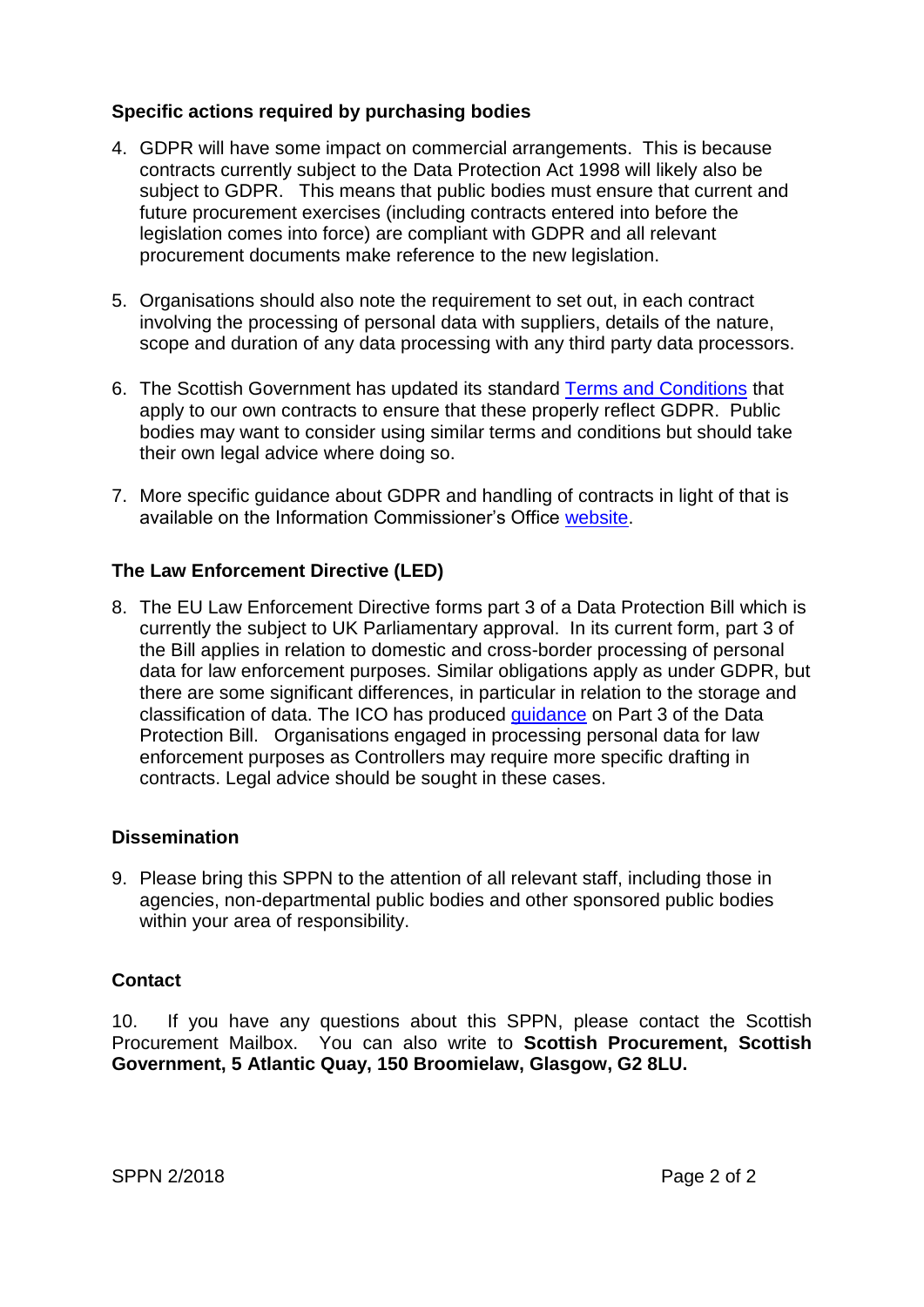## Specific actions required by purchasing bodies

4. GDPR will have some impact on commercial arrangements. This is because contracts currently subject to the Data Protection Act 1998 will likely also be subject to GDPR. This means that public bodies must ensure that current and future procurement exercises (including contracts entered into before the legislation comes into force) are compliant with GDPR and all relevant procurement documents make reference to the new legislation.

5. Organisations should also note the requirement to set out, in each contract involving the processing of personal data with suppliers, details of the nature, scope and duration of any data processing with any third party data processors.

6. The Scottish Government has updated its standard Terms and Conditions that apply to our own contracts to ensure that these properly reflect GDPR. Public bodies may want to consider using similar terms and conditions but should take their own legal advice where doing so.

7. More specific guidance about GDPR and handling of contracts in light of that is available on the Information Commissioner's Office website.

## The Law Enforcement Directive (LED)

8. The EU Law Enforcement Directive forms part 3 of a Data Protection Bill which is currently the subject to UK Parliamentary approval. In its current form, part 3 of the Bill applies in relation to domestic and cross-border processing of personal data for law enforcement purposes. Similar obligations apply as under GDPR, but there are some significant differences, in particular in relation to the storage and classification of data. The ICO has produced guidance on Part 3 of the Data Protection Bill. Organisations engaged in processing personal data for law enforcement purposes as Controllers may require more specific drafting in contracts. Legal advice should be sought in these cases.

## Dissemination

9. Please bring this SPPN to the attention of all relevant staff, including those in agencies, non-departmental public bodies and other sponsored public bodies within your area of responsibility.

## Contact

10. If you have any questions about this SPPN, please contact the Scottish Procurement Mailbox. You can also write to **Scottish Procurement, Scottish Government, 5 Atlantic Quay, 150 Broomielaw, Glasgow, G2 8LU.**